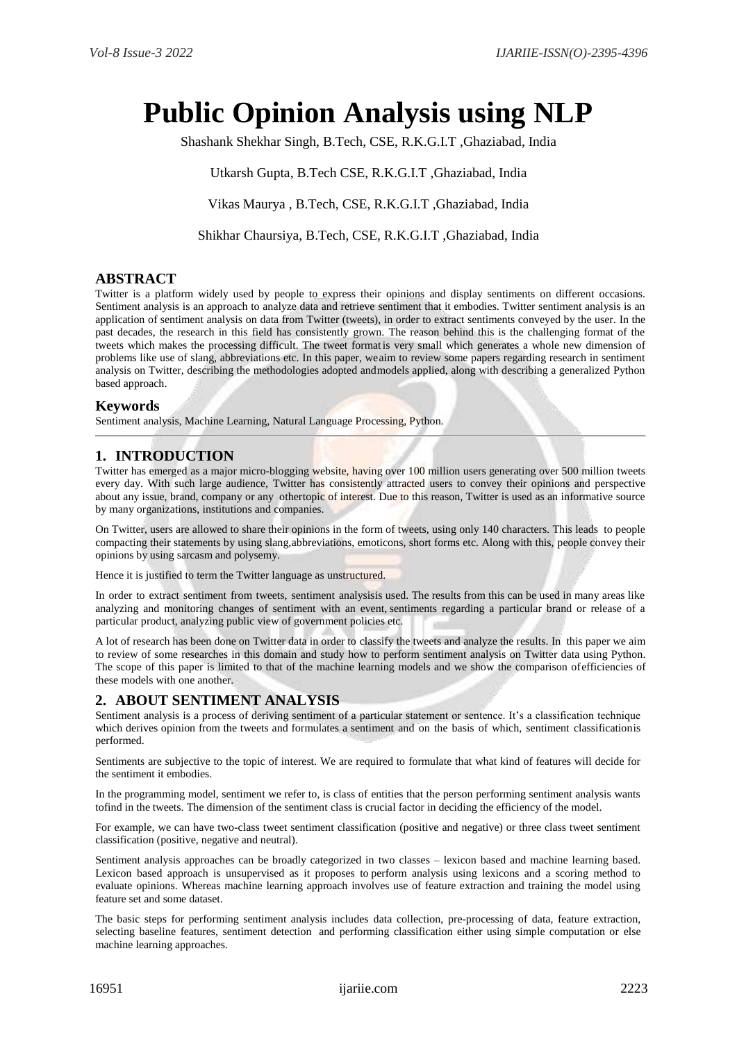# Public Opinion Analysis using NLP

Shashank Shekhar Singh, B.Tech, CSE, R.K.G.I.T ,Ghaziabad, India

Utkarsh Gupta, B.Tech CSE, R.K.G.I.T ,Ghaziabad, India

Vikas Maurya , B.Tech, CSE, R.K.G.I.T ,Ghaziabad, India

Shikhar Chaursiya, B.Tech, CSE, R.K.G.I.T ,Ghaziabad, India

## ABSTRACT

Twitter is a platform widely used by people to express their opinions and display sentiments on different occasions. Sentiment analysis is an approach to analyze data and retrieve sentiment that it embodies. Twitter sentiment analysis is an application of sentiment analysis on data from Twitter (tweets), in order to extract sentiments conveyed by the user. In the past decades, the research in this field has consistently grown. The reason behind this is the challenging format of the tweets which makes the processing difficult. The tweet formatis very small which generates a whole new dimension of problems like use of slang, abbreviations etc. In this paper, weaim to review some papers regarding research in sentiment analysis on Twitter, describing the methodologies adopted andmodels applied, along with describing a generalized Python based approach.

### Keywords

Sentiment analysis, Machine Learning, Natural Language Processing, Python.

## 1. INTRODUCTION

Twitter has emerged as a major micro-blogging website, having over 100 million users generating over 500 million tweets every day. With such large audience, Twitter has consistently attracted users to convey their opinions and perspective about any issue, brand, company or any othertopic of interest. Due to this reason, Twitter is used as an informative source by many organizations, institutions and companies.

On Twitter, users are allowed to share their opinions in the form of tweets, using only 140 characters. This leads to people compacting their statements by using slang,abbreviations, emoticons, short forms etc. Along with this, people convey their opinions by using sarcasm and polysemy.

Hence it is justified to term the Twitter language as unstructured.

In order to extract sentiment from tweets, sentiment analysisis used. The results from this can be used in many areas like analyzing and monitoring changes of sentiment with an event, sentiments regarding a particular brand or release of a particular product, analyzing public view of government policies etc.

A lot of research has been done on Twitter data in order to classify the tweets and analyze the results. In this paper we aim to review of some researches in this domain and study how to perform sentiment analysis on Twitter data using Python. The scope of this paper is limited to that of the machine learning models and we show the comparison ofefficiencies of these models with one another.

## 2. ABOUT SENTIMENT ANALYSIS

Sentiment analysis is a process of deriving sentiment of a particular statement or sentence. It's a classification technique which derives opinion from the tweets and formulates a sentiment and on the basis of which, sentiment classificationis performed.

Sentiments are subjective to the topic of interest. We are required to formulate that what kind of features will decide for the sentiment it embodies.

In the programming model, sentiment we refer to, is class of entities that the person performing sentiment analysis wants tofind in the tweets. The dimension of the sentiment class is crucial factor in deciding the efficiency of the model.

For example, we can have two-class tweet sentiment classification (positive and negative) or three class tweet sentiment classification (positive, negative and neutral).

Sentiment analysis approaches can be broadly categorized in two classes – lexicon based and machine learning based. Lexicon based approach is unsupervised as it proposes to perform analysis using lexicons and a scoring method to evaluate opinions. Whereas machine learning approach involves use of feature extraction and training the model using feature set and some dataset.

The basic steps for performing sentiment analysis includes data collection, pre-processing of data, feature extraction, selecting baseline features, sentiment detection and performing classification either using simple computation or else machine learning approaches.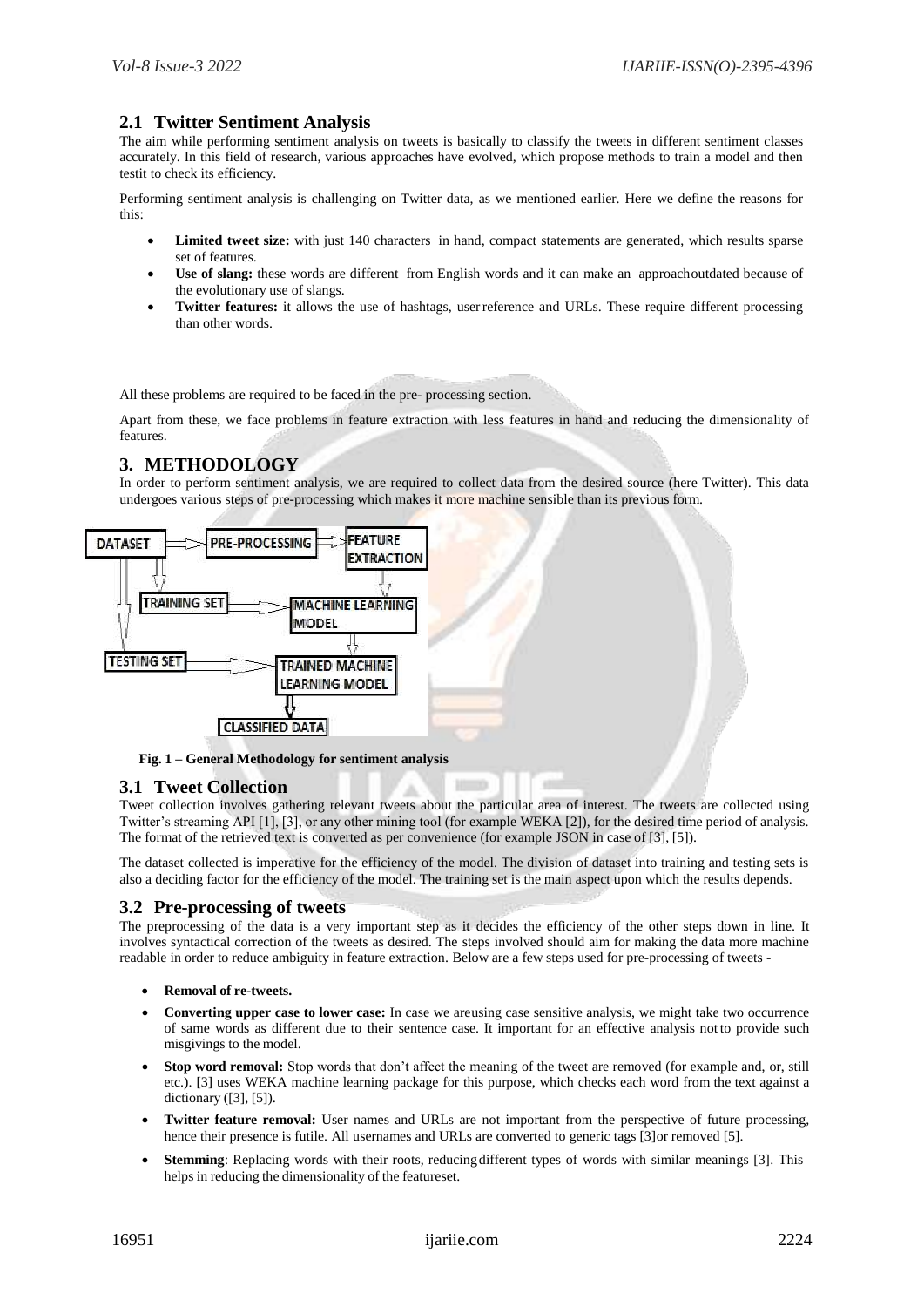## 2.1 Twitter Sentiment Analysis

The aim while performing sentiment analysis on tweets is basically to classify the tweets in different sentiment classes accurately. In this field of research, various approaches have evolved, which propose methods to train a model and then testit to check its efficiency.

Performing sentiment analysis is challenging on Twitter data, as we mentioned earlier. Here we define the reasons for this:

- **Limited tweet size:** with just 140 characters in hand, compact statements are generated, which results sparse set of features.
- **Use of slang:** these words are different from English words and it can make an approachoutdated because of the evolutionary use of slangs.
- **Twitter features:** it allows the use of hashtags, userreference and URLs. These require different processing than other words.

All these problems are required to be faced in the pre- processing section.

Apart from these, we face problems in feature extraction with less features in hand and reducing the dimensionality of features.

# 3. METHODOLOGY

In order to perform sentiment analysis, we are required to collect data from the desired source (here Twitter). This data undergoes various steps of pre-processing which makes it more machine sensible than its previous form.

DATASET → PRE-PROCESSING → FEATURE EXTRACTION

TRAINING SET → MACHINE LEARNING MODEL

TESTING SET → TRAINED MACHINE LEARNING MODEL → CLASSIFIED DATA

**Fig. 1 – General Methodology for sentiment analysis**

## 3.1 Tweet Collection

Tweet collection involves gathering relevant tweets about the particular area of interest. The tweets are collected using Twitter's streaming API [1], [3], or any other mining tool (for example WEKA [2]), for the desired time period of analysis. The format of the retrieved text is converted as per convenience (for example JSON in case of [3], [5]).

The dataset collected is imperative for the efficiency of the model. The division of dataset into training and testing sets is also a deciding factor for the efficiency of the model. The training set is the main aspect upon which the results depends.

## 3.2 Pre-processing of tweets

The preprocessing of the data is a very important step as it decides the efficiency of the other steps down in line. It involves syntactical correction of the tweets as desired. The steps involved should aim for making the data more machine readable in order to reduce ambiguity in feature extraction. Below are a few steps used for pre-processing of tweets -

- **Removal of re-tweets.**
- **Converting upper case to lower case:** In case we areusing case sensitive analysis, we might take two occurrence of same words as different due to their sentence case. It important for an effective analysis notto provide such misgivings to the model.
- **Stop word removal:** Stop words that don't affect the meaning of the tweet are removed (for example and, or, still etc.). [3] uses WEKA machine learning package for this purpose, which checks each word from the text against a dictionary ([3], [5]).
- **Twitter feature removal:** User names and URLs are not important from the perspective of future processing, hence their presence is futile. All usernames and URLs are converted to generic tags [3]or removed [5].
- **Stemming**: Replacing words with their roots, reducingdifferent types of words with similar meanings [3]. This helps in reducing the dimensionality of the featureset.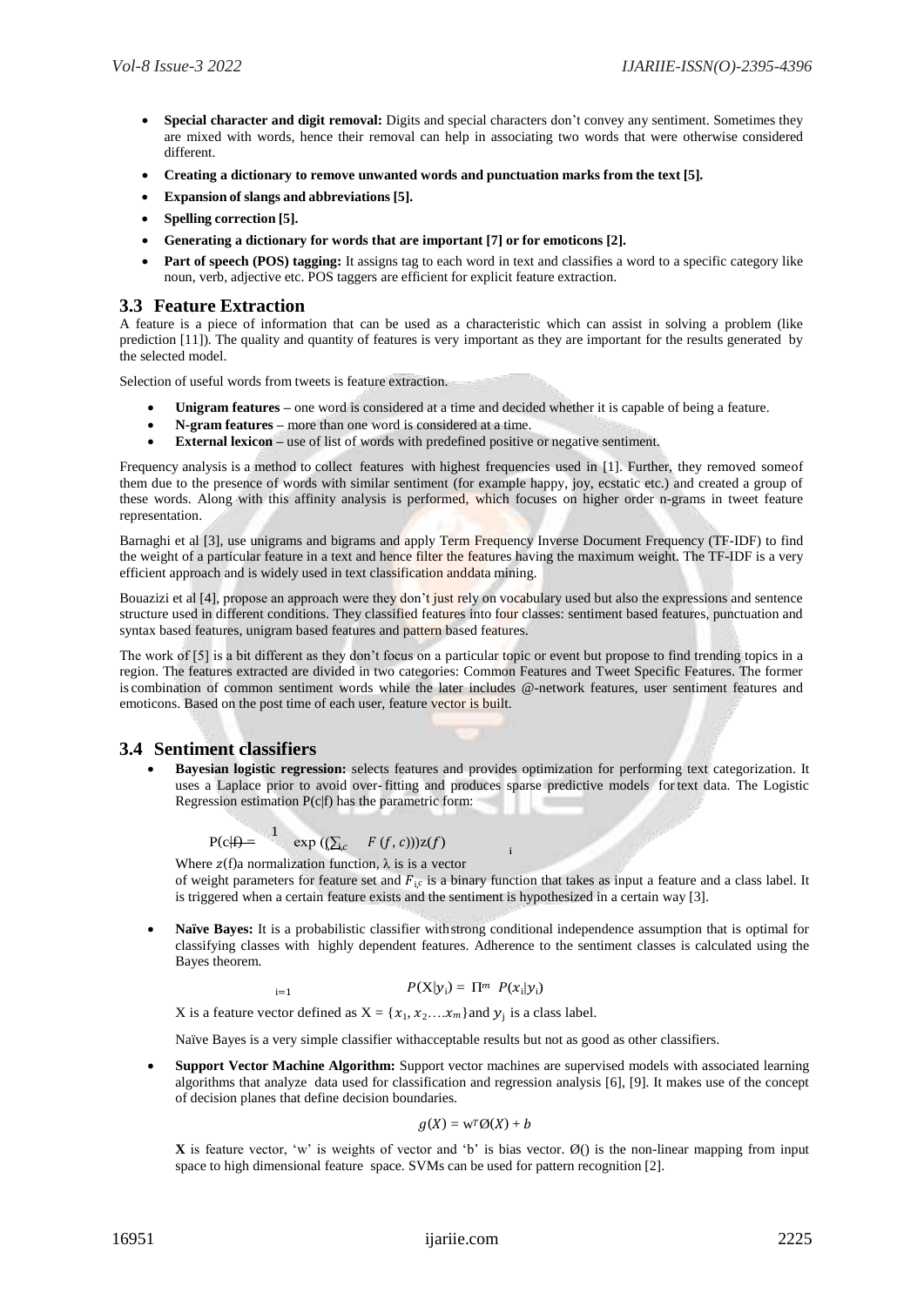- **Special character and digit removal:** Digits and special characters don't convey any sentiment. Sometimes they are mixed with words, hence their removal can help in associating two words that were otherwise considered different.
- **Creating a dictionary to remove unwanted words and punctuation marks from the text [5].**
- **Expansion of slangs and abbreviations [5].**
- **Spelling correction [5].**
- **Generating a dictionary for words that are important [7] or for emoticons [2].**
- **Part of speech (POS) tagging:** It assigns tag to each word in text and classifies a word to a specific category like noun, verb, adjective etc. POS taggers are efficient for explicit feature extraction.

## 3.3 Feature Extraction

A feature is a piece of information that can be used as a characteristic which can assist in solving a problem (like prediction [11]). The quality and quantity of features is very important as they are important for the results generated by the selected model.

Selection of useful words from tweets is feature extraction.

- **Unigram features –** one word is considered at a time and decided whether it is capable of being a feature.
- **N-gram features –** more than one word is considered at a time.
- **External lexicon –** use of list of words with predefined positive or negative sentiment.

Frequency analysis is a method to collect features with highest frequencies used in [1]. Further, they removed someof them due to the presence of words with similar sentiment (for example happy, joy, ecstatic etc.) and created a group of these words. Along with this affinity analysis is performed, which focuses on higher order n-grams in tweet feature representation.

Barnaghi et al [3], use unigrams and bigrams and apply Term Frequency Inverse Document Frequency (TF-IDF) to find the weight of a particular feature in a text and hence filter the features having the maximum weight. The TF-IDF is a very efficient approach and is widely used in text classification anddata mining.

Bouazizi et al [4], propose an approach were they don't just rely on vocabulary used but also the expressions and sentence structure used in different conditions. They classified features into four classes: sentiment based features, punctuation and syntax based features, unigram based features and pattern based features.

The work of [5] is a bit different as they don't focus on a particular topic or event but propose to find trending topics in a region. The features extracted are divided in two categories: Common Features and Tweet Specific Features. The former is combination of common sentiment words while the later includes @-network features, user sentiment features and emoticons. Based on the post time of each user, feature vector is built.

## 3.4 Sentiment classifiers

- **Bayesian logistic regression:** selects features and provides optimization for performing text categorization. It uses a Laplace prior to avoid over- fitting and produces sparse predictive models for text data. The Logistic Regression estimation P(c|f) has the parametric form:

  $$P(c|f) = \frac{1}{z(f)} \exp\left(\sum_i \lambda_{i,c} F_{i,c}(f, c)\right)$$

  Where $z(f)$a normalization function, λ is is a vector of weight parameters for feature set and $F_{i,c}$ is a binary function that takes as input a feature and a class label. It is triggered when a certain feature exists and the sentiment is hypothesized in a certain way [3].

- **Naïve Bayes:** It is a probabilistic classifier withstrong conditional independence assumption that is optimal for classifying classes with highly dependent features. Adherence to the sentiment classes is calculated using the Bayes theorem.

  $$P(X|y_i) = \prod_{i=1}^{m} P(x_i|y_i)$$

  X is a feature vector defined as $X = \{x_1, x_2 \ldots x_m\}$and $y_j$ is a class label.

  Naïve Bayes is a very simple classifier withacceptable results but not as good as other classifiers.

- **Support Vector Machine Algorithm:** Support vector machines are supervised models with associated learning algorithms that analyze data used for classification and regression analysis [6], [9]. It makes use of the concept of decision planes that define decision boundaries.

  $$g(X) = w^T \emptyset(X) + b$$

  **X** is feature vector, 'w' is weights of vector and 'b' is bias vector. Ø() is the non-linear mapping from input space to high dimensional feature space. SVMs can be used for pattern recognition [2].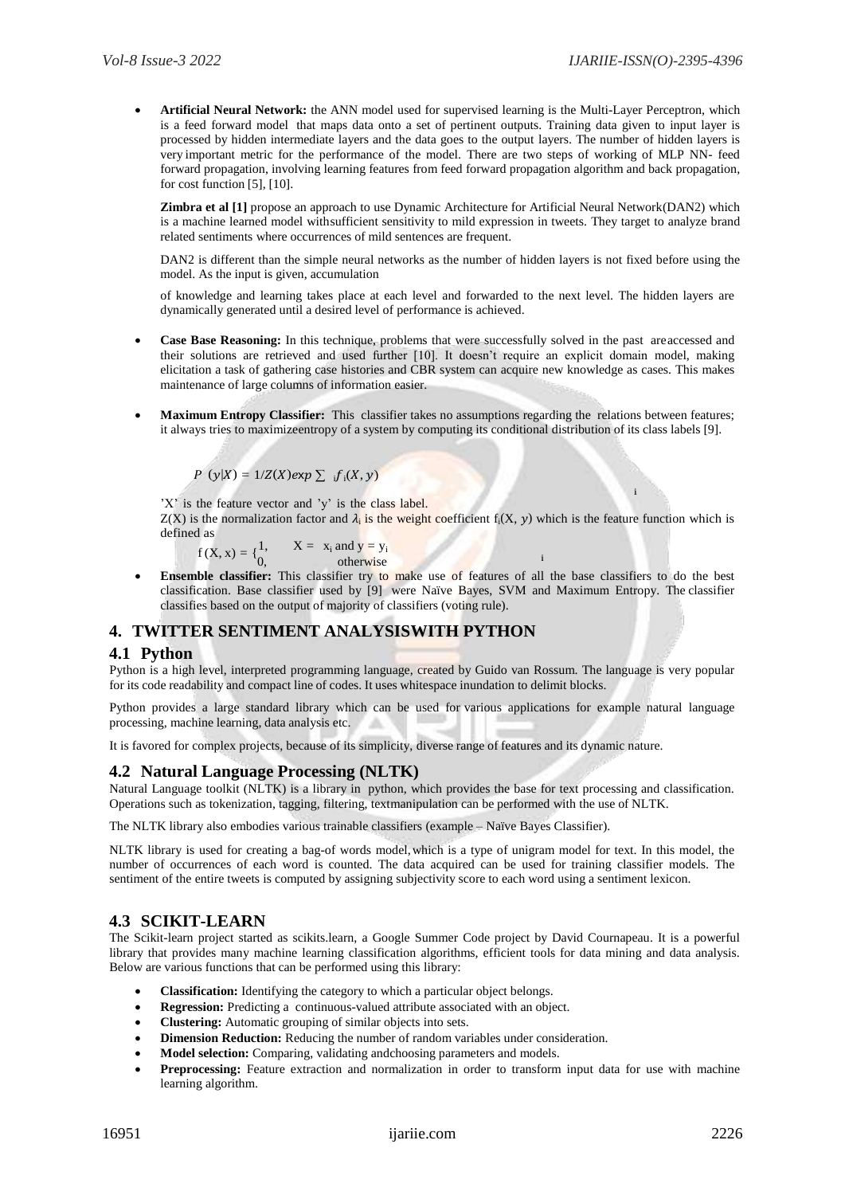- **Artificial Neural Network:** the ANN model used for supervised learning is the Multi-Layer Perceptron, which is a feed forward model that maps data onto a set of pertinent outputs. Training data given to input layer is processed by hidden intermediate layers and the data goes to the output layers. The number of hidden layers is very important metric for the performance of the model. There are two steps of working of MLP NN- feed forward propagation, involving learning features from feed forward propagation algorithm and back propagation, for cost function [5], [10].

  **Zimbra et al [1]** propose an approach to use Dynamic Architecture for Artificial Neural Network(DAN2) which is a machine learned model withsufficient sensitivity to mild expression in tweets. They target to analyze brand related sentiments where occurrences of mild sentences are frequent.

  DAN2 is different than the simple neural networks as the number of hidden layers is not fixed before using the model. As the input is given, accumulation

  of knowledge and learning takes place at each level and forwarded to the next level. The hidden layers are dynamically generated until a desired level of performance is achieved.

- **Case Base Reasoning:** In this technique, problems that were successfully solved in the past areaccessed and their solutions are retrieved and used further [10]. It doesn't require an explicit domain model, making elicitation a task of gathering case histories and CBR system can acquire new knowledge as cases. This makes maintenance of large columns of information easier.

- **Maximum Entropy Classifier:** This classifier takes no assumptions regarding the relations between features; it always tries to maximizeentropy of a system by computing its conditional distribution of its class labels [9].

  $$P(y|X) = 1/Z(X) exp \sum_i \lambda_i f_i(X, y)$$

  'X' is the feature vector and 'y' is the class label.
  $Z(X)$ is the normalization factor and $\lambda_i$ is the weight coefficient $f_i(X, y)$ which is the feature function which is defined as

  $$f_i(X, x) = \begin{cases} 1, & X = x_i \text{ and } y = y_i \\ 0, & \text{otherwise} \end{cases}$$

- **Ensemble classifier:** This classifier try to make use of features of all the base classifiers to do the best classification. Base classifier used by [9] were Naïve Bayes, SVM and Maximum Entropy. The classifier classifies based on the output of majority of classifiers (voting rule).

## 4. TWITTER SENTIMENT ANALYSISWITH PYTHON

### 4.1 Python

Python is a high level, interpreted programming language, created by Guido van Rossum. The language is very popular for its code readability and compact line of codes. It uses whitespace inundation to delimit blocks.

Python provides a large standard library which can be used for various applications for example natural language processing, machine learning, data analysis etc.

It is favored for complex projects, because of its simplicity, diverse range of features and its dynamic nature.

### 4.2 Natural Language Processing (NLTK)

Natural Language toolkit (NLTK) is a library in python, which provides the base for text processing and classification. Operations such as tokenization, tagging, filtering, textmanipulation can be performed with the use of NLTK.

The NLTK library also embodies various trainable classifiers (example – Naïve Bayes Classifier).

NLTK library is used for creating a bag-of words model, which is a type of unigram model for text. In this model, the number of occurrences of each word is counted. The data acquired can be used for training classifier models. The sentiment of the entire tweets is computed by assigning subjectivity score to each word using a sentiment lexicon.

### 4.3 SCIKIT-LEARN

The Scikit-learn project started as scikits.learn, a Google Summer Code project by David Cournapeau. It is a powerful library that provides many machine learning classification algorithms, efficient tools for data mining and data analysis. Below are various functions that can be performed using this library:

- **Classification:** Identifying the category to which a particular object belongs.
- **Regression:** Predicting a continuous-valued attribute associated with an object.
- **Clustering:** Automatic grouping of similar objects into sets.
- **Dimension Reduction:** Reducing the number of random variables under consideration.
- **Model selection:** Comparing, validating andchoosing parameters and models.
- **Preprocessing:** Feature extraction and normalization in order to transform input data for use with machine learning algorithm.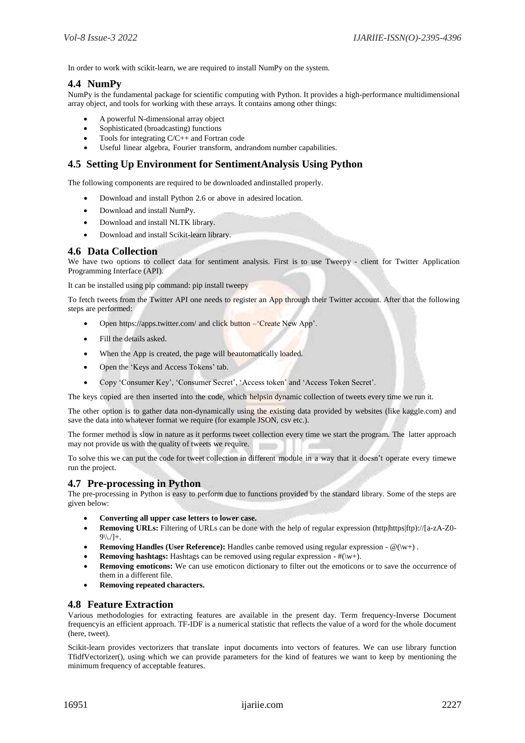In order to work with scikit-learn, we are required to install NumPy on the system.

## 4.4 NumPy

NumPy is the fundamental package for scientific computing with Python. It provides a high-performance multidimensional array object, and tools for working with these arrays. It contains among other things:

- A powerful N-dimensional array object
- Sophisticated (broadcasting) functions
- Tools for integrating C/C++ and Fortran code
- Useful linear algebra, Fourier transform, andrandom number capabilities.

## 4.5 Setting Up Environment for SentimentAnalysis Using Python

The following components are required to be downloaded andinstalled properly.

- Download and install Python 2.6 or above in adesired location.
- Download and install NumPy.
- Download and install NLTK library.
- Download and install Scikit-learn library.

## 4.6 Data Collection

We have two options to collect data for sentiment analysis. First is to use Tweepy - client for Twitter Application Programming Interface (API).

It can be installed using pip command: pip install tweepy

To fetch tweets from the Twitter API one needs to register an App through their Twitter account. After that the following steps are performed:

- Open https://apps.twitter.com/ and click button –'Create New App'.
- Fill the details asked.
- When the App is created, the page will beautomatically loaded.
- Open the 'Keys and Access Tokens' tab.
- Copy 'Consumer Key', 'Consumer Secret', 'Access token' and 'Access Token Secret'.

The keys copied are then inserted into the code, which helpsin dynamic collection of tweets every time we run it.

The other option is to gather data non-dynamically using the existing data provided by websites (like kaggle.com) and save the data into whatever format we require (for example JSON, csv etc.).

The former method is slow in nature as it performs tweet collection every time we start the program. The latter approach may not provide us with the quality of tweets we require.

To solve this we can put the code for tweet collection in different module in a way that it doesn't operate every timewe run the project.

## 4.7 Pre-processing in Python

The pre-processing in Python is easy to perform due to functions provided by the standard library. Some of the steps are given below:

- **Converting all upper case letters to lower case.**
- **Removing URLs:** Filtering of URLs can be done with the help of regular expression (http|https|ftp)://[a-zA-Z0-9\\./]+.
- **Removing Handles (User Reference):** Handles canbe removed using regular expression - @(\w+) .
- **Removing hashtags:** Hashtags can be removed using regular expression - #(\w+).
- **Removing emoticons:** We can use emoticon dictionary to filter out the emoticons or to save the occurrence of them in a different file.
- **Removing repeated characters.**

## 4.8 Feature Extraction

Various methodologies for extracting features are available in the present day. Term frequency-Inverse Document frequencyis an efficient approach. TF-IDF is a numerical statistic that reflects the value of a word for the whole document (here, tweet).

Scikit-learn provides vectorizers that translate input documents into vectors of features. We can use library function TfidfVectorizer(), using which we can provide parameters for the kind of features we want to keep by mentioning the minimum frequency of acceptable features.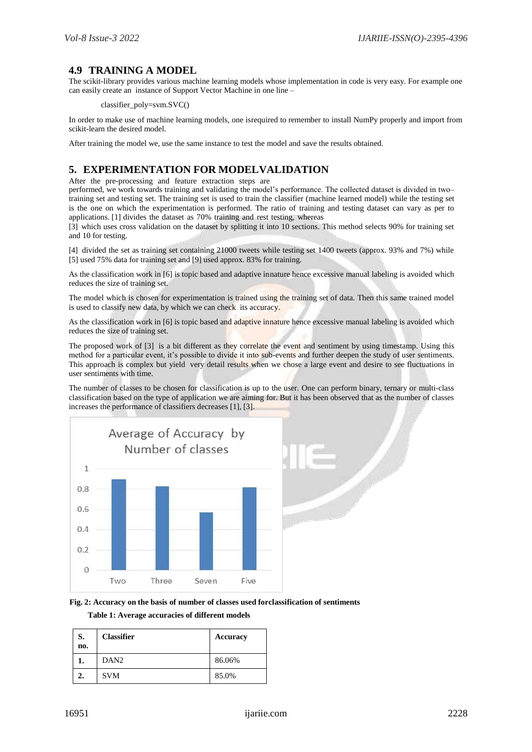## 4.9 TRAINING A MODEL

The scikit-library provides various machine learning models whose implementation in code is very easy. For example one can easily create an instance of Support Vector Machine in one line –

```
classifier_poly=svm.SVC()
```

In order to make use of machine learning models, one isrequired to remember to install NumPy properly and import from scikit-learn the desired model.

After training the model we, use the same instance to test the model and save the results obtained.

# 5. EXPERIMENTATION FOR MODELVALIDATION

After the pre-processing and feature extraction steps are performed, we work towards training and validating the model's performance. The collected dataset is divided in two– training set and testing set. The training set is used to train the classifier (machine learned model) while the testing set is the one on which the experimentation is performed. The ratio of training and testing dataset can vary as per to applications. [1] divides the dataset as 70% training and rest testing, whereas [3] which uses cross validation on the dataset by splitting it into 10 sections. This method selects 90% for training set and 10 for testing.

[4] divided the set as training set containing 21000 tweets while testing set 1400 tweets (approx. 93% and 7%) while [5] used 75% data for training set and [9] used approx. 83% for training.

As the classification work in [6] is topic based and adaptive innature hence excessive manual labeling is avoided which reduces the size of training set.

The model which is chosen for experimentation is trained using the training set of data. Then this same trained model is used to classify new data, by which we can check its accuracy.

As the classification work in [6] is topic based and adaptive innature hence excessive manual labeling is avoided which reduces the size of training set.

The proposed work of [3] is a bit different as they correlate the event and sentiment by using timestamp. Using this method for a particular event, it's possible to divide it into sub-events and further deepen the study of user sentiments. This approach is complex but yield very detail results when we chose a large event and desire to see fluctuations in user sentiments with time.

The number of classes to be chosen for classification is up to the user. One can perform binary, ternary or multi-class classification based on the type of application we are aiming for. But it has been observed that as the number of classes increases the performance of classifiers decreases [1], [3].

**Fig. 2: Accuracy on the basis of number of classes used forclassification of sentiments**

**Table 1: Average accuracies of different models**

| S. no. | Classifier | Accuracy |
|---|---|---|
| 1. | DAN2 | 86.06% |
| 2. | SVM | 85.0% |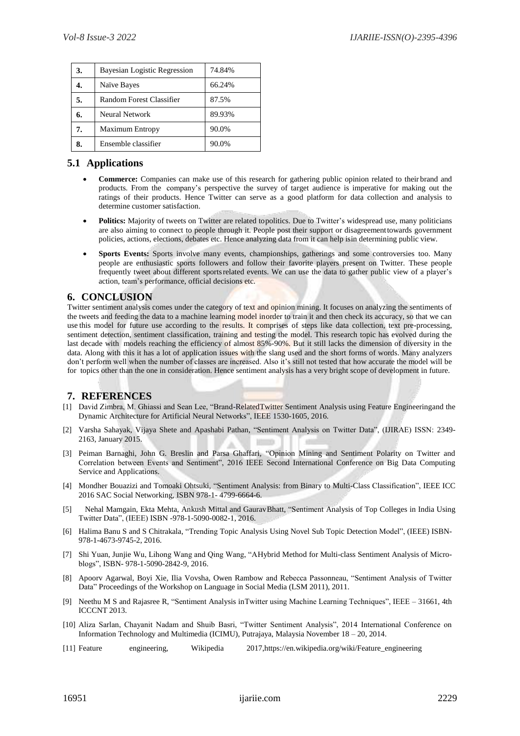| | | |
|---|---|---|
| **3.** | Bayesian Logistic Regression | 74.84% |
| **4.** | Naïve Bayes | 66.24% |
| **5.** | Random Forest Classifier | 87.5% |
| **6.** | Neural Network | 89.93% |
| **7.** | Maximum Entropy | 90.0% |
| **8.** | Ensemble classifier | 90.0% |

### 5.1 Applications

- **Commerce:** Companies can make use of this research for gathering public opinion related to their brand and products. From the company's perspective the survey of target audience is imperative for making out the ratings of their products. Hence Twitter can serve as a good platform for data collection and analysis to determine customer satisfaction.
- **Politics:** Majority of tweets on Twitter are related topolitics. Due to Twitter's widespread use, many politicians are also aiming to connect to people through it. People post their support or disagreementtowards government policies, actions, elections, debates etc. Hence analyzing data from it can help isin determining public view.
- **Sports Events:** Sports involve many events, championships, gatherings and some controversies too. Many people are enthusiastic sports followers and follow their favorite players present on Twitter. These people frequently tweet about different sportsrelated events. We can use the data to gather public view of a player's action, team's performance, official decisions etc.

## 6. CONCLUSION

Twitter sentiment analysis comes under the category of text and opinion mining. It focuses on analyzing the sentiments of the tweets and feeding the data to a machine learning model inorder to train it and then check its accuracy, so that we can use this model for future use according to the results. It comprises of steps like data collection, text pre-processing, sentiment detection, sentiment classification, training and testing the model. This research topic has evolved during the last decade with models reaching the efficiency of almost 85%-90%. But it still lacks the dimension of diversity in the data. Along with this it has a lot of application issues with the slang used and the short forms of words. Many analyzers don't perform well when the number of classes are increased. Also it's still not tested that how accurate the model will be for topics other than the one in consideration. Hence sentiment analysis has a very bright scope of development in future.

## 7. REFERENCES

[1] David Zimbra, M. Ghiassi and Sean Lee, "Brand-RelatedTwitter Sentiment Analysis using Feature Engineeringand the Dynamic Architecture for Artificial Neural Networks", IEEE 1530-1605, 2016.

[2] Varsha Sahayak, Vijaya Shete and Apashabi Pathan, "Sentiment Analysis on Twitter Data", (IJIRAE) ISSN: 2349-2163, January 2015.

[3] Peiman Barnaghi, John G. Breslin and Parsa Ghaffari, "Opinion Mining and Sentiment Polarity on Twitter and Correlation between Events and Sentiment", 2016 IEEE Second International Conference on Big Data Computing Service and Applications.

[4] Mondher Bouazizi and Tomoaki Ohtsuki, "Sentiment Analysis: from Binary to Multi-Class Classification", IEEE ICC 2016 SAC Social Networking, ISBN 978-1- 4799-6664-6.

[5] Nehal Mamgain, Ekta Mehta, Ankush Mittal and GauravBhatt, "Sentiment Analysis of Top Colleges in India Using Twitter Data", (IEEE) ISBN -978-1-5090-0082-1, 2016.

[6] Halima Banu S and S Chitrakala, "Trending Topic Analysis Using Novel Sub Topic Detection Model", (IEEE) ISBN-978-1-4673-9745-2, 2016.

[7] Shi Yuan, Junjie Wu, Lihong Wang and Qing Wang, "AHybrid Method for Multi-class Sentiment Analysis of Micro-blogs", ISBN- 978-1-5090-2842-9, 2016.

[8] Apoorv Agarwal, Boyi Xie, Ilia Vovsha, Owen Rambow and Rebecca Passonneau, "Sentiment Analysis of Twitter Data" Proceedings of the Workshop on Language in Social Media (LSM 2011), 2011.

[9] Neethu M S and Rajasree R, "Sentiment Analysis inTwitter using Machine Learning Techniques", IEEE – 31661, 4th ICCCNT 2013.

[10] Aliza Sarlan, Chayanit Nadam and Shuib Basri, "Twitter Sentiment Analysis", 2014 International Conference on Information Technology and Multimedia (ICIMU), Putrajaya, Malaysia November 18 – 20, 2014.

[11] Feature engineering, Wikipedia 2017,https://en.wikipedia.org/wiki/Feature_engineering